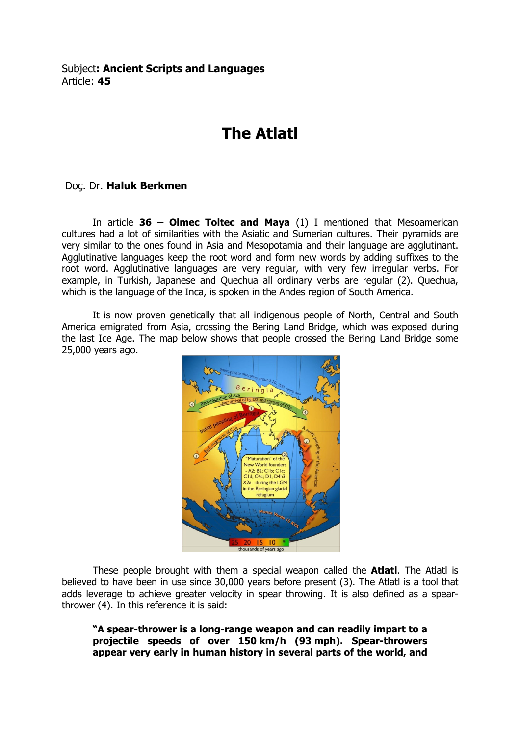Subject**: Ancient Scripts and Languages**
Article: **45**

# The Atlatl

Doç. Dr. **Haluk Berkmen**

In article **36 – Olmec Toltec and Maya** (1) I mentioned that Mesoamerican cultures had a lot of similarities with the Asiatic and Sumerian cultures. Their pyramids are very similar to the ones found in Asia and Mesopotamia and their language are agglutinant. Agglutinative languages keep the root word and form new words by adding suffixes to the root word. Agglutinative languages are very regular, with very few irregular verbs. For example, in Turkish, Japanese and Quechua all ordinary verbs are regular (2). Quechua, which is the language of the Inca, is spoken in the Andes region of South America.

It is now proven genetically that all indigenous people of North, Central and South America emigrated from Asia, crossing the Bering Land Bridge, which was exposed during the last Ice Age. The map below shows that people crossed the Bering Land Bridge some 25,000 years ago.

These people brought with them a special weapon called the **Atlatl**. The Atlatl is believed to have been in use since 30,000 years before present (3). The Atlatl is a tool that adds leverage to achieve greater velocity in spear throwing. It is also defined as a spear-thrower (4). In this reference it is said:

> **"A spear-thrower is a long-range weapon and can readily impart to a projectile speeds of over 150 km/h (93 mph). Spear-throwers appear very early in human history in several parts of the world, and**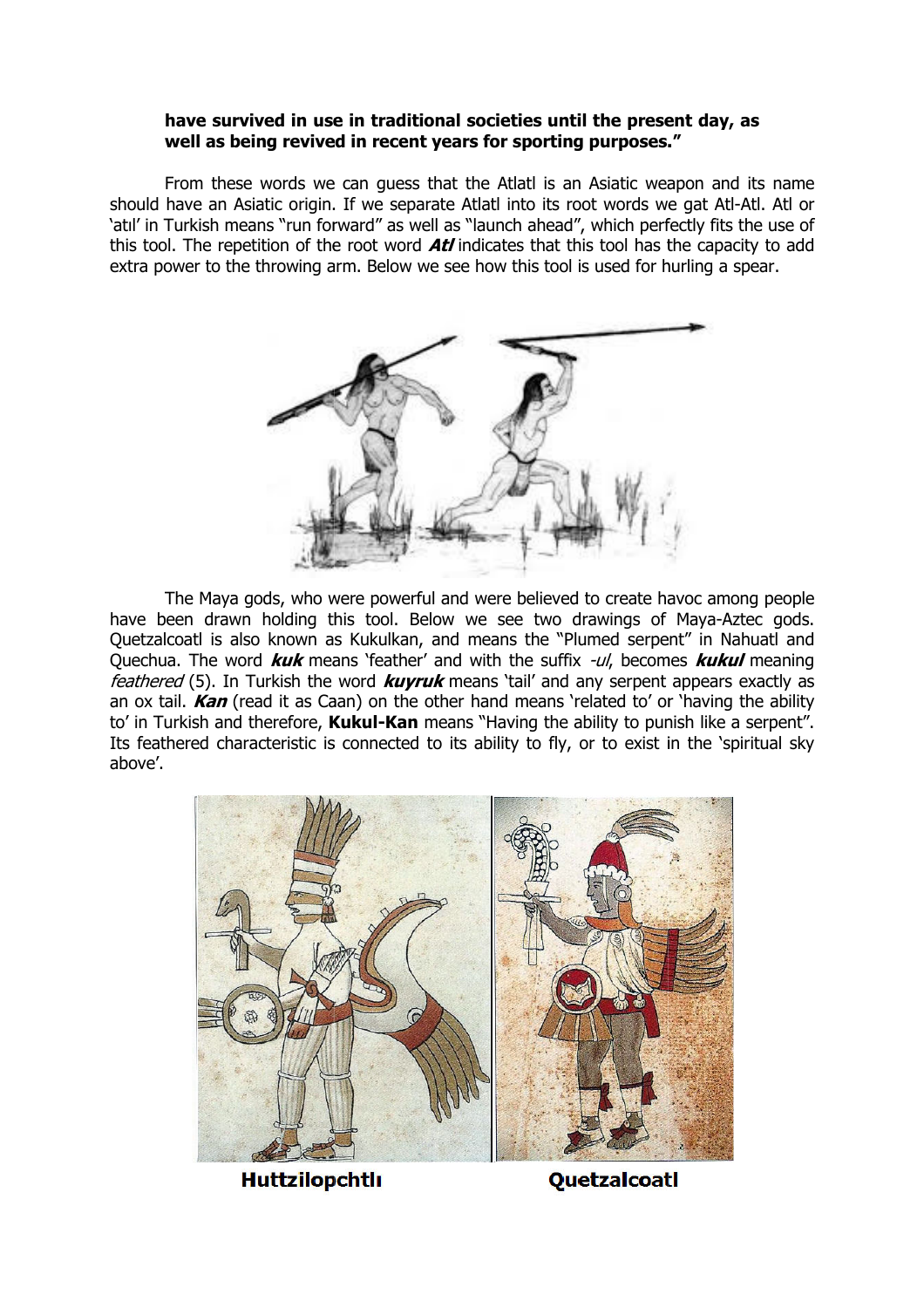**have survived in use in traditional societies until the present day, as well as being revived in recent years for sporting purposes."**

From these words we can guess that the Atlatl is an Asiatic weapon and its name should have an Asiatic origin. If we separate Atlatl into its root words we gat Atl-Atl. Atl or 'atıl' in Turkish means "run forward" as well as "launch ahead", which perfectly fits the use of this tool. The repetition of the root word ***Atl*** indicates that this tool has the capacity to add extra power to the throwing arm. Below we see how this tool is used for hurling a spear.

The Maya gods, who were powerful and were believed to create havoc among people have been drawn holding this tool. Below we see two drawings of Maya-Aztec gods. Quetzalcoatl is also known as Kukulkan, and means the "Plumed serpent" in Nahuatl and Quechua. The word ***kuk*** means 'feather' and with the suffix *-ul*, becomes ***kukul*** meaning *feathered* (5). In Turkish the word ***kuyruk*** means 'tail' and any serpent appears exactly as an ox tail. ***Kan*** (read it as Caan) on the other hand means 'related to' or 'having the ability to' in Turkish and therefore, **Kukul-Kan** means "Having the ability to punish like a serpent". Its feathered characteristic is connected to its ability to fly, or to exist in the 'spiritual sky above'.

**Huttzilopchtlı** **Quetzalcoatl**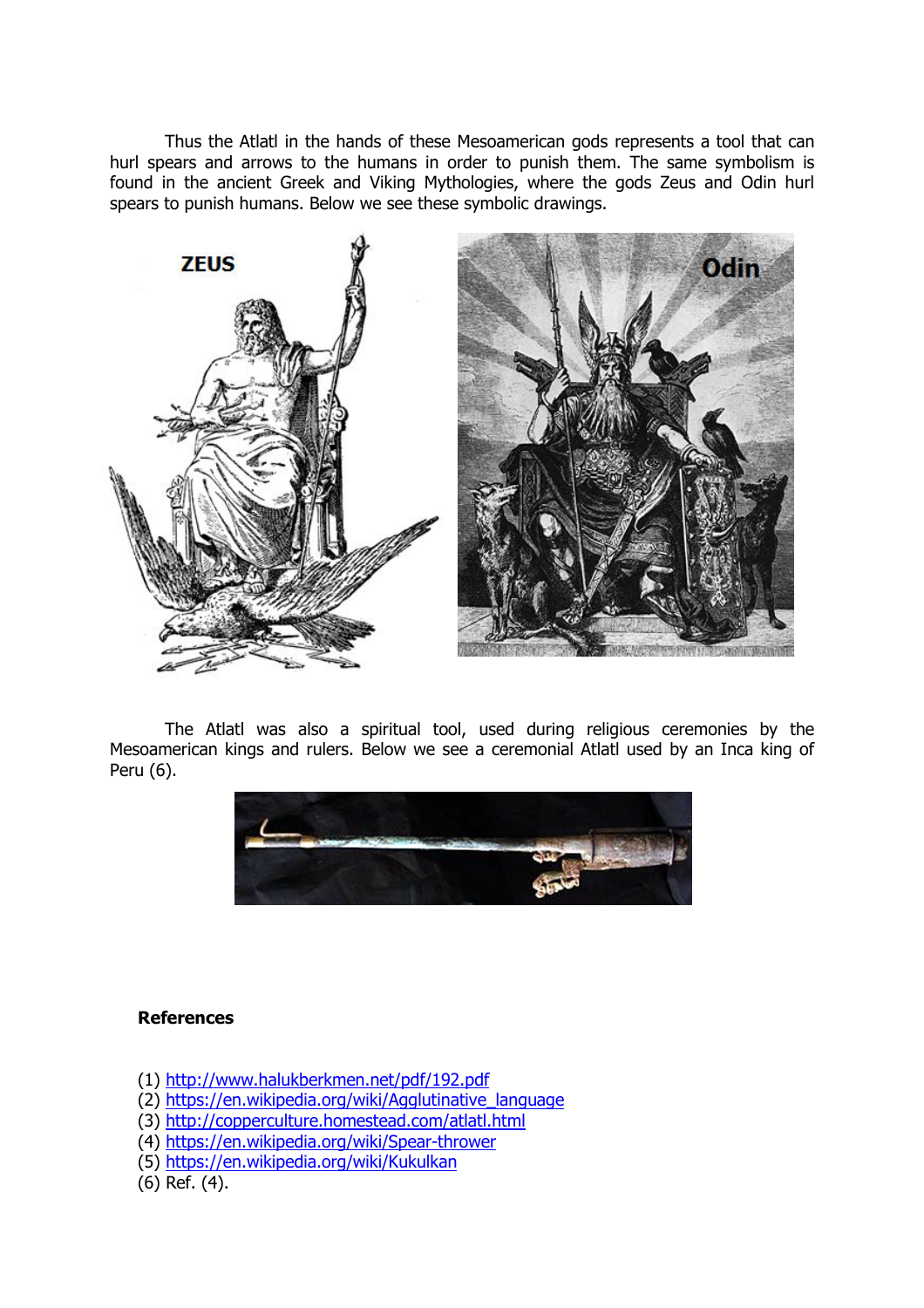Thus the Atlatl in the hands of these Mesoamerican gods represents a tool that can hurl spears and arrows to the humans in order to punish them. The same symbolism is found in the ancient Greek and Viking Mythologies, where the gods Zeus and Odin hurl spears to punish humans. Below we see these symbolic drawings.

The Atlatl was also a spiritual tool, used during religious ceremonies by the Mesoamerican kings and rulers. Below we see a ceremonial Atlatl used by an Inca king of Peru (6).

**References**

(1) http://www.halukberkmen.net/pdf/192.pdf
(2) https://en.wikipedia.org/wiki/Agglutinative_language
(3) http://copperculture.homestead.com/atlatl.html
(4) https://en.wikipedia.org/wiki/Spear-thrower
(5) https://en.wikipedia.org/wiki/Kukulkan
(6) Ref. (4).